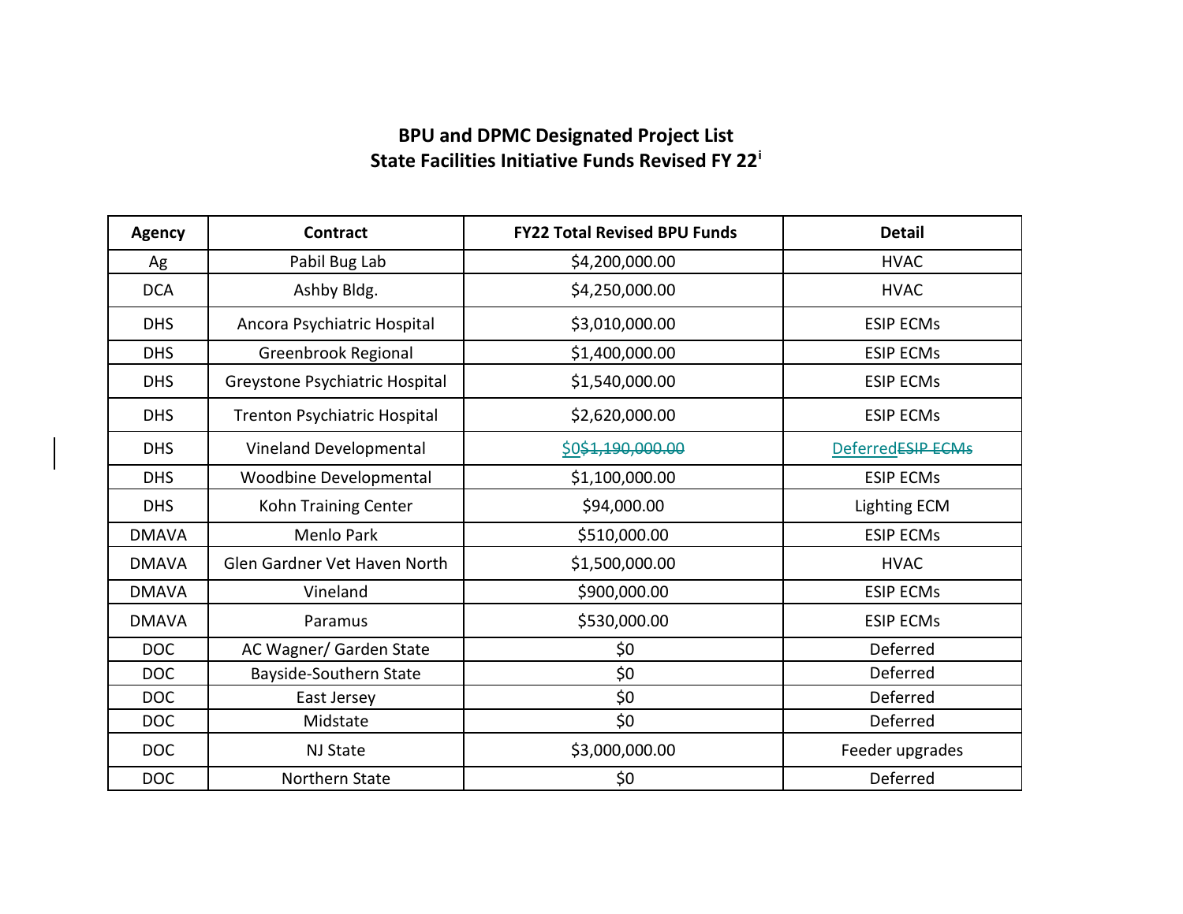**BPU and DPMC Designated Project List**
**State Facilities Initiative Funds Revised FY 22**[i]

| Agency | Contract | FY22 Total Revised BPU Funds | Detail |
|---|---|---|---|
| Ag | Pabil Bug Lab | $4,200,000.00 | HVAC |
| DCA | Ashby Bldg. | $4,250,000.00 | HVAC |
| DHS | Ancora Psychiatric Hospital | $3,010,000.00 | ESIP ECMs |
| DHS | Greenbrook Regional | $1,400,000.00 | ESIP ECMs |
| DHS | Greystone Psychiatric Hospital | $1,540,000.00 | ESIP ECMs |
| DHS | Trenton Psychiatric Hospital | $2,620,000.00 | ESIP ECMs |
| DHS | Vineland Developmental | $0~~$1,190,000.00~~ | Deferred~~ESIP ECMs~~ |
| DHS | Woodbine Developmental | $1,100,000.00 | ESIP ECMs |
| DHS | Kohn Training Center | $94,000.00 | Lighting ECM |
| DMAVA | Menlo Park | $510,000.00 | ESIP ECMs |
| DMAVA | Glen Gardner Vet Haven North | $1,500,000.00 | HVAC |
| DMAVA | Vineland | $900,000.00 | ESIP ECMs |
| DMAVA | Paramus | $530,000.00 | ESIP ECMs |
| DOC | AC Wagner/ Garden State | $0 | Deferred |
| DOC | Bayside-Southern State | $0 | Deferred |
| DOC | East Jersey | $0 | Deferred |
| DOC | Midstate | $0 | Deferred |
| DOC | NJ State | $3,000,000.00 | Feeder upgrades |
| DOC | Northern State | $0 | Deferred |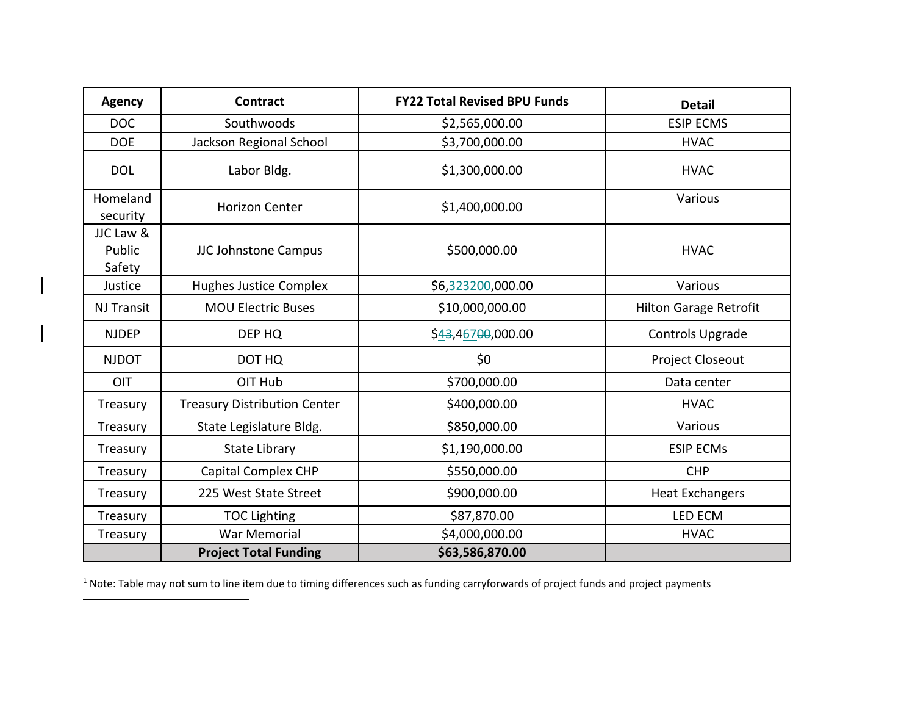| Agency | Contract | FY22 Total Revised BPU Funds | Detail |
|---|---|---|---|
| DOC | Southwoods | $2,565,000.00 | ESIP ECMS |
| DOE | Jackson Regional School | $3,700,000.00 | HVAC |
| DOL | Labor Bldg. | $1,300,000.00 | HVAC |
| Homeland security | Horizon Center | $1,400,000.00 | Various |
| JJC Law & Public Safety | JJC Johnstone Campus | $500,000.00 | HVAC |
| Justice | Hughes Justice Complex | $6,323~~200~~,000.00 | Various |
| NJ Transit | MOU Electric Buses | $10,000,000.00 | Hilton Garage Retrofit |
| NJDEP | DEP HQ | $4~~3~~,467~~00~~,000.00 | Controls Upgrade |
| NJDOT | DOT HQ | $0 | Project Closeout |
| OIT | OIT Hub | $700,000.00 | Data center |
| Treasury | Treasury Distribution Center | $400,000.00 | HVAC |
| Treasury | State Legislature Bldg. | $850,000.00 | Various |
| Treasury | State Library | $1,190,000.00 | ESIP ECMs |
| Treasury | Capital Complex CHP | $550,000.00 | CHP |
| Treasury | 225 West State Street | $900,000.00 | Heat Exchangers |
| Treasury | TOC Lighting | $87,870.00 | LED ECM |
| Treasury | War Memorial | $4,000,000.00 | HVAC |
| | **Project Total Funding** | **$63,586,870.00** | |

[1] Note: Table may not sum to line item due to timing differences such as funding carryforwards of project funds and project payments